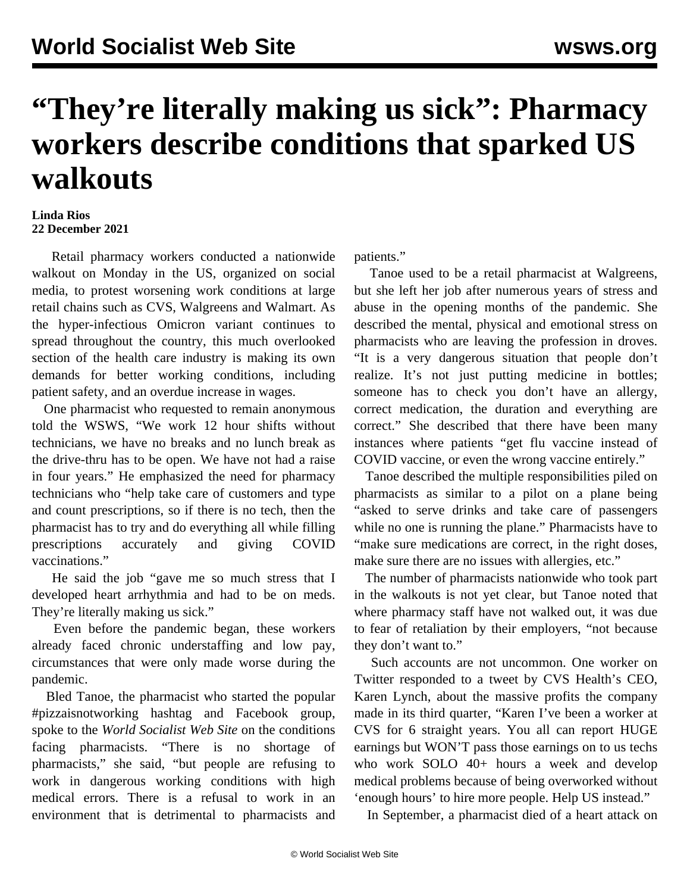# "They're literally making us sick": Pharmacy workers describe conditions that sparked US walkouts

**Linda Rios**
**22 December 2021**

Retail pharmacy workers conducted a nationwide walkout on Monday in the US, organized on social media, to protest worsening work conditions at large retail chains such as CVS, Walgreens and Walmart. As the hyper-infectious Omicron variant continues to spread throughout the country, this much overlooked section of the health care industry is making its own demands for better working conditions, including patient safety, and an overdue increase in wages.

One pharmacist who requested to remain anonymous told the WSWS, "We work 12 hour shifts without technicians, we have no breaks and no lunch break as the drive-thru has to be open. We have not had a raise in four years." He emphasized the need for pharmacy technicians who "help take care of customers and type and count prescriptions, so if there is no tech, then the pharmacist has to try and do everything all while filling prescriptions accurately and giving COVID vaccinations."

He said the job "gave me so much stress that I developed heart arrhythmia and had to be on meds. They're literally making us sick."

Even before the pandemic began, these workers already faced chronic understaffing and low pay, circumstances that were only made worse during the pandemic.

Bled Tanoe, the pharmacist who started the popular #pizzaisnotworking hashtag and Facebook group, spoke to the *World Socialist Web Site* on the conditions facing pharmacists. "There is no shortage of pharmacists," she said, "but people are refusing to work in dangerous working conditions with high medical errors. There is a refusal to work in an environment that is detrimental to pharmacists and patients."

Tanoe used to be a retail pharmacist at Walgreens, but she left her job after numerous years of stress and abuse in the opening months of the pandemic. She described the mental, physical and emotional stress on pharmacists who are leaving the profession in droves. "It is a very dangerous situation that people don't realize. It's not just putting medicine in bottles; someone has to check you don't have an allergy, correct medication, the duration and everything are correct." She described that there have been many instances where patients "get flu vaccine instead of COVID vaccine, or even the wrong vaccine entirely."

Tanoe described the multiple responsibilities piled on pharmacists as similar to a pilot on a plane being "asked to serve drinks and take care of passengers while no one is running the plane." Pharmacists have to "make sure medications are correct, in the right doses, make sure there are no issues with allergies, etc."

The number of pharmacists nationwide who took part in the walkouts is not yet clear, but Tanoe noted that where pharmacy staff have not walked out, it was due to fear of retaliation by their employers, "not because they don't want to."

Such accounts are not uncommon. One worker on Twitter responded to a tweet by CVS Health's CEO, Karen Lynch, about the massive profits the company made in its third quarter, "Karen I've been a worker at CVS for 6 straight years. You all can report HUGE earnings but WON'T pass those earnings on to us techs who work SOLO 40+ hours a week and develop medical problems because of being overworked without 'enough hours' to hire more people. Help US instead."

In September, a pharmacist died of a heart attack on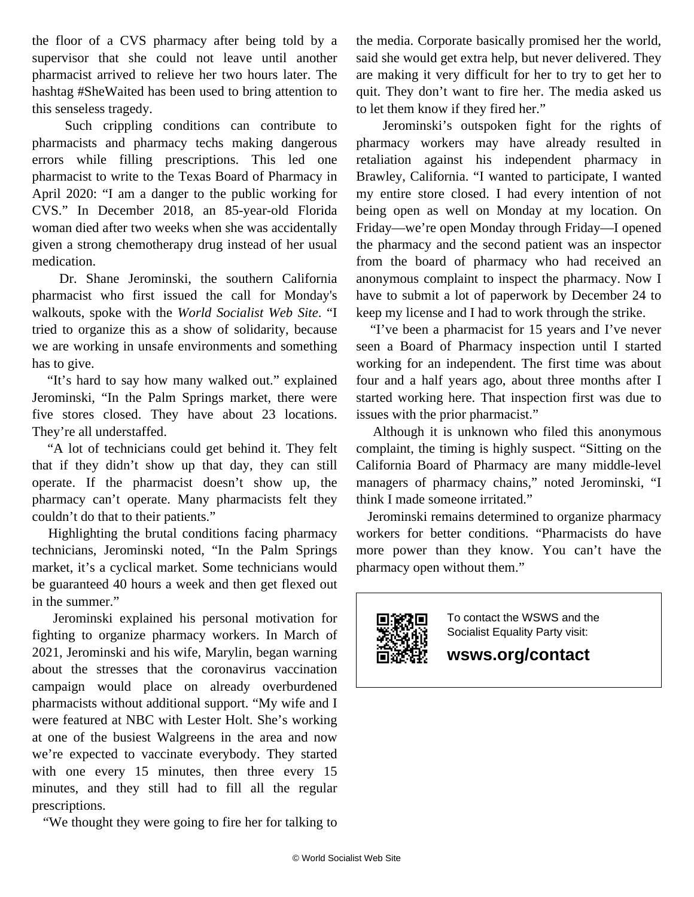the floor of a CVS pharmacy after being told by a supervisor that she could not leave until another pharmacist arrived to relieve her two hours later. The hashtag #SheWaited has been used to bring attention to this senseless tragedy.

Such crippling conditions can contribute to pharmacists and pharmacy techs making dangerous errors while filling prescriptions. This led one pharmacist to write to the Texas Board of Pharmacy in April 2020: "I am a danger to the public working for CVS." In December 2018, an 85-year-old Florida woman died after two weeks when she was accidentally given a strong chemotherapy drug instead of her usual medication.

Dr. Shane Jerominski, the southern California pharmacist who first issued the call for Monday's walkouts, spoke with the *World Socialist Web Site*. "I tried to organize this as a show of solidarity, because we are working in unsafe environments and something has to give.

"It's hard to say how many walked out." explained Jerominski, "In the Palm Springs market, there were five stores closed. They have about 23 locations. They're all understaffed.

"A lot of technicians could get behind it. They felt that if they didn't show up that day, they can still operate. If the pharmacist doesn't show up, the pharmacy can't operate. Many pharmacists felt they couldn't do that to their patients."

Highlighting the brutal conditions facing pharmacy technicians, Jerominski noted, "In the Palm Springs market, it's a cyclical market. Some technicians would be guaranteed 40 hours a week and then get flexed out in the summer."

Jerominski explained his personal motivation for fighting to organize pharmacy workers. In March of 2021, Jerominski and his wife, Marylin, began warning about the stresses that the coronavirus vaccination campaign would place on already overburdened pharmacists without additional support. "My wife and I were featured at NBC with Lester Holt. She's working at one of the busiest Walgreens in the area and now we're expected to vaccinate everybody. They started with one every 15 minutes, then three every 15 minutes, and they still had to fill all the regular prescriptions.

"We thought they were going to fire her for talking to the media. Corporate basically promised her the world, said she would get extra help, but never delivered. They are making it very difficult for her to try to get her to quit. They don't want to fire her. The media asked us to let them know if they fired her."

Jerominski's outspoken fight for the rights of pharmacy workers may have already resulted in retaliation against his independent pharmacy in Brawley, California. "I wanted to participate, I wanted my entire store closed. I had every intention of not being open as well on Monday at my location. On Friday—we're open Monday through Friday—I opened the pharmacy and the second patient was an inspector from the board of pharmacy who had received an anonymous complaint to inspect the pharmacy. Now I have to submit a lot of paperwork by December 24 to keep my license and I had to work through the strike.

"I've been a pharmacist for 15 years and I've never seen a Board of Pharmacy inspection until I started working for an independent. The first time was about four and a half years ago, about three months after I started working here. That inspection first was due to issues with the prior pharmacist."

Although it is unknown who filed this anonymous complaint, the timing is highly suspect. "Sitting on the California Board of Pharmacy are many middle-level managers of pharmacy chains," noted Jerominski, "I think I made someone irritated."

Jerominski remains determined to organize pharmacy workers for better conditions. "Pharmacists do have more power than they know. You can't have the pharmacy open without them."

To contact the WSWS and the Socialist Equality Party visit:

**wsws.org/contact**